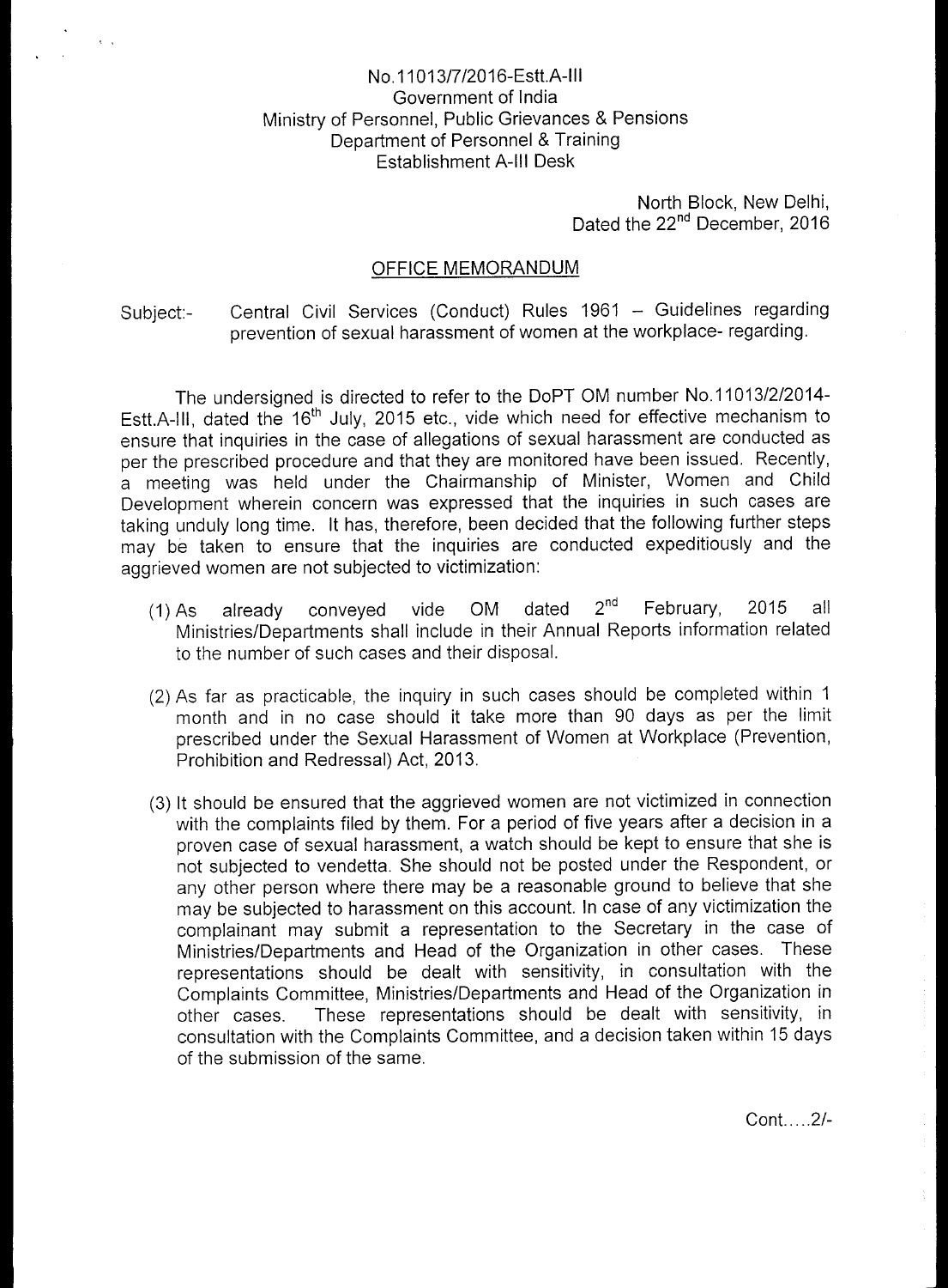No.11013/7/2016-Estt.A-III
Government of India
Ministry of Personnel, Public Grievances & Pensions
Department of Personnel & Training
Establishment A-III Desk

North Block, New Delhi,
Dated the 22nd December, 2016

## OFFICE MEMORANDUM

Subject:- Central Civil Services (Conduct) Rules 1961 – Guidelines regarding prevention of sexual harassment of women at the workplace- regarding.

The undersigned is directed to refer to the DoPT OM number No.11013/2/2014-Estt.A-III, dated the 16th July, 2015 etc., vide which need for effective mechanism to ensure that inquiries in the case of allegations of sexual harassment are conducted as per the prescribed procedure and that they are monitored have been issued. Recently, a meeting was held under the Chairmanship of Minister, Women and Child Development wherein concern was expressed that the inquiries in such cases are taking unduly long time. It has, therefore, been decided that the following further steps may be taken to ensure that the inquiries are conducted expeditiously and the aggrieved women are not subjected to victimization:

(1) As already conveyed vide OM dated 2nd February, 2015 all Ministries/Departments shall include in their Annual Reports information related to the number of such cases and their disposal.

(2) As far as practicable, the inquiry in such cases should be completed within 1 month and in no case should it take more than 90 days as per the limit prescribed under the Sexual Harassment of Women at Workplace (Prevention, Prohibition and Redressal) Act, 2013.

(3) It should be ensured that the aggrieved women are not victimized in connection with the complaints filed by them. For a period of five years after a decision in a proven case of sexual harassment, a watch should be kept to ensure that she is not subjected to vendetta. She should not be posted under the Respondent, or any other person where there may be a reasonable ground to believe that she may be subjected to harassment on this account. In case of any victimization the complainant may submit a representation to the Secretary in the case of Ministries/Departments and Head of the Organization in other cases. These representations should be dealt with sensitivity, in consultation with the Complaints Committee, Ministries/Departments and Head of the Organization in other cases. These representations should be dealt with sensitivity, in consultation with the Complaints Committee, and a decision taken within 15 days of the submission of the same.

Cont.....2/-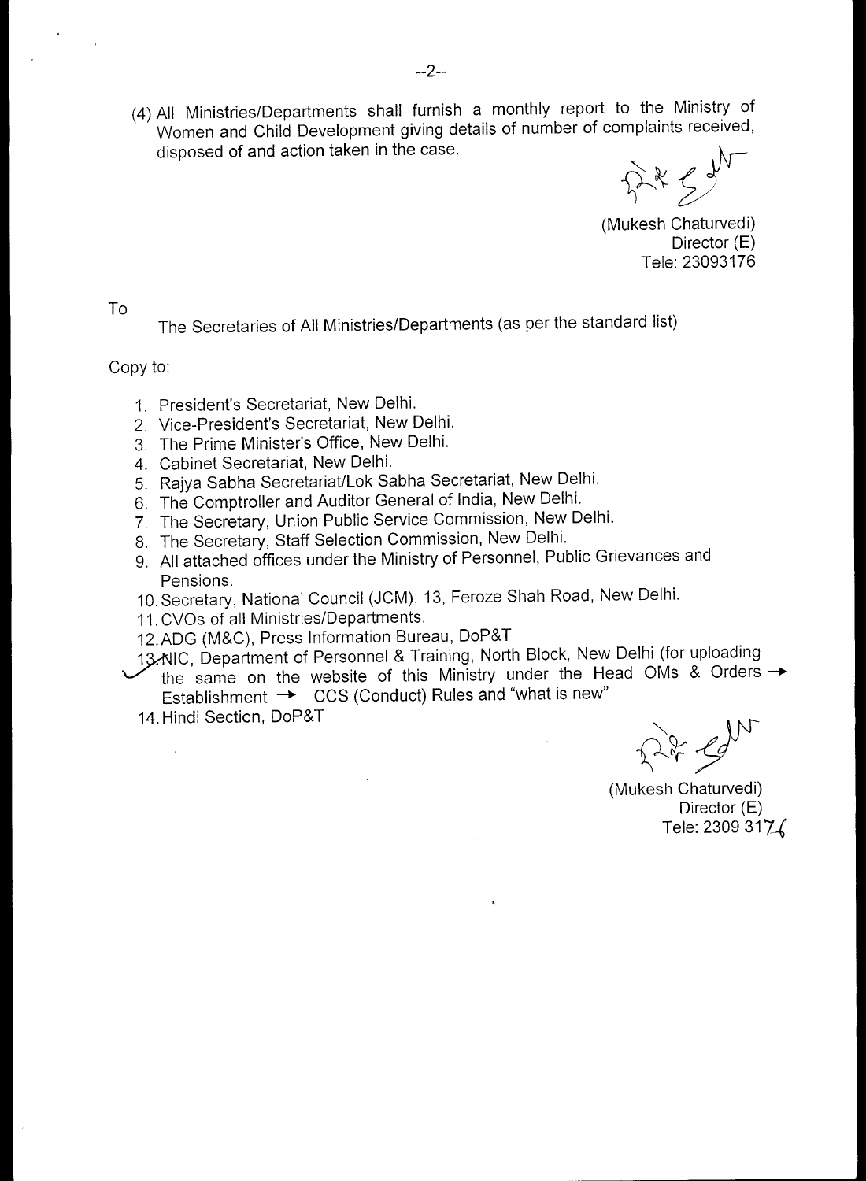(4) All Ministries/Departments shall furnish a monthly report to the Ministry of Women and Child Development giving details of number of complaints received, disposed of and action taken in the case.

(Mukesh Chaturvedi)
Director (E)
Tele: 23093176

To

The Secretaries of All Ministries/Departments (as per the standard list)

Copy to:

1. President's Secretariat, New Delhi.
2. Vice-President's Secretariat, New Delhi.
3. The Prime Minister's Office, New Delhi.
4. Cabinet Secretariat, New Delhi.
5. Rajya Sabha Secretariat/Lok Sabha Secretariat, New Delhi.
6. The Comptroller and Auditor General of India, New Delhi.
7. The Secretary, Union Public Service Commission, New Delhi.
8. The Secretary, Staff Selection Commission, New Delhi.
9. All attached offices under the Ministry of Personnel, Public Grievances and Pensions.
10. Secretary, National Council (JCM), 13, Feroze Shah Road, New Delhi.
11. CVOs of all Ministries/Departments.
12. ADG (M&C), Press Information Bureau, DoP&T
13. NIC, Department of Personnel & Training, North Block, New Delhi (for uploading the same on the website of this Ministry under the Head OMs & Orders → Establishment → CCS (Conduct) Rules and "what is new"
14. Hindi Section, DoP&T

(Mukesh Chaturvedi)
Director (E)
Tele: 2309 3176